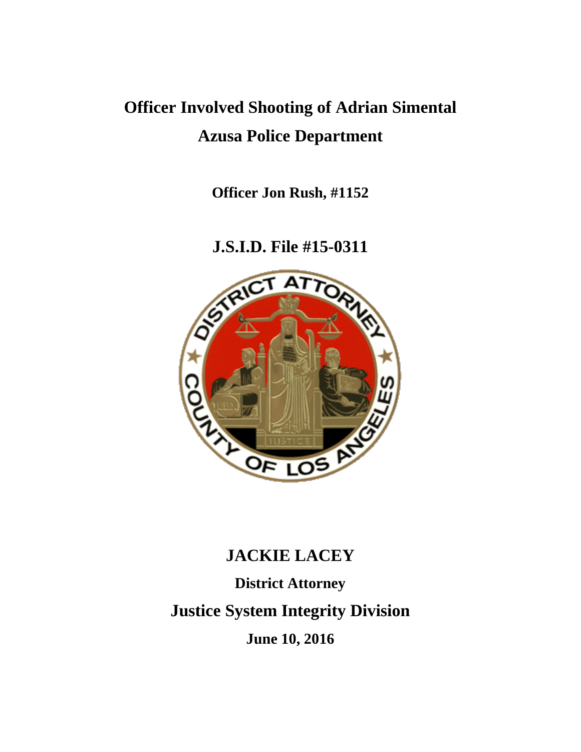# Officer Involved Shooting of Adrian Simental

# Azusa Police Department

**Officer Jon Rush, #1152**

## J.S.I.D. File #15-0311

## JACKIE LACEY

**District Attorney**

## Justice System Integrity Division

**June 10, 2016**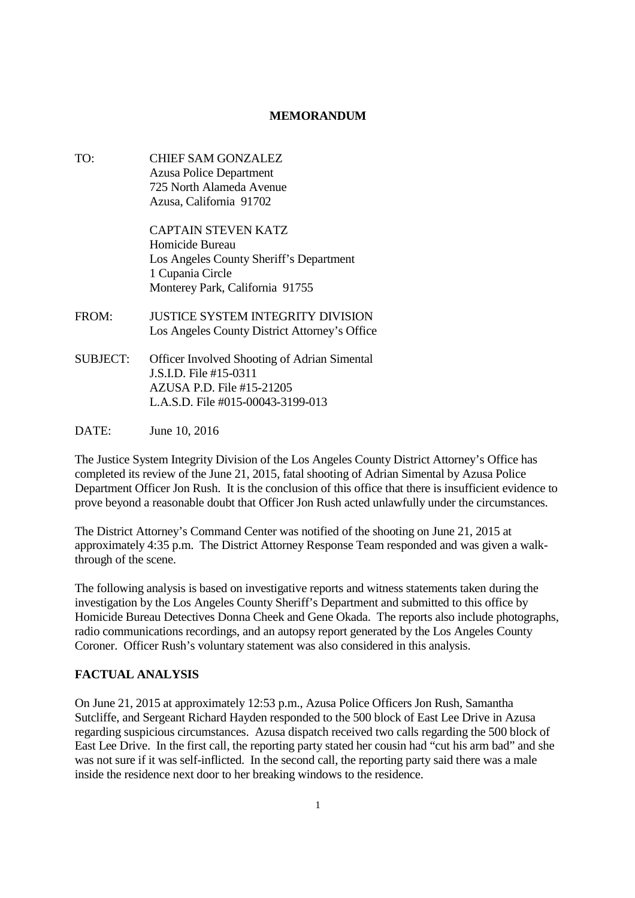# MEMORANDUM

TO: CHIEF SAM GONZALEZ
Azusa Police Department
725 North Alameda Avenue
Azusa, California 91702

CAPTAIN STEVEN KATZ
Homicide Bureau
Los Angeles County Sheriff's Department
1 Cupania Circle
Monterey Park, California 91755

FROM: JUSTICE SYSTEM INTEGRITY DIVISION
Los Angeles County District Attorney's Office

SUBJECT: Officer Involved Shooting of Adrian Simental
J.S.I.D. File #15-0311
AZUSA P.D. File #15-21205
L.A.S.D. File #015-00043-3199-013

DATE: June 10, 2016

The Justice System Integrity Division of the Los Angeles County District Attorney's Office has completed its review of the June 21, 2015, fatal shooting of Adrian Simental by Azusa Police Department Officer Jon Rush. It is the conclusion of this office that there is insufficient evidence to prove beyond a reasonable doubt that Officer Jon Rush acted unlawfully under the circumstances.

The District Attorney's Command Center was notified of the shooting on June 21, 2015 at approximately 4:35 p.m. The District Attorney Response Team responded and was given a walk-through of the scene.

The following analysis is based on investigative reports and witness statements taken during the investigation by the Los Angeles County Sheriff's Department and submitted to this office by Homicide Bureau Detectives Donna Cheek and Gene Okada. The reports also include photographs, radio communications recordings, and an autopsy report generated by the Los Angeles County Coroner. Officer Rush's voluntary statement was also considered in this analysis.

## FACTUAL ANALYSIS

On June 21, 2015 at approximately 12:53 p.m., Azusa Police Officers Jon Rush, Samantha Sutcliffe, and Sergeant Richard Hayden responded to the 500 block of East Lee Drive in Azusa regarding suspicious circumstances. Azusa dispatch received two calls regarding the 500 block of East Lee Drive. In the first call, the reporting party stated her cousin had "cut his arm bad" and she was not sure if it was self-inflicted. In the second call, the reporting party said there was a male inside the residence next door to her breaking windows to the residence.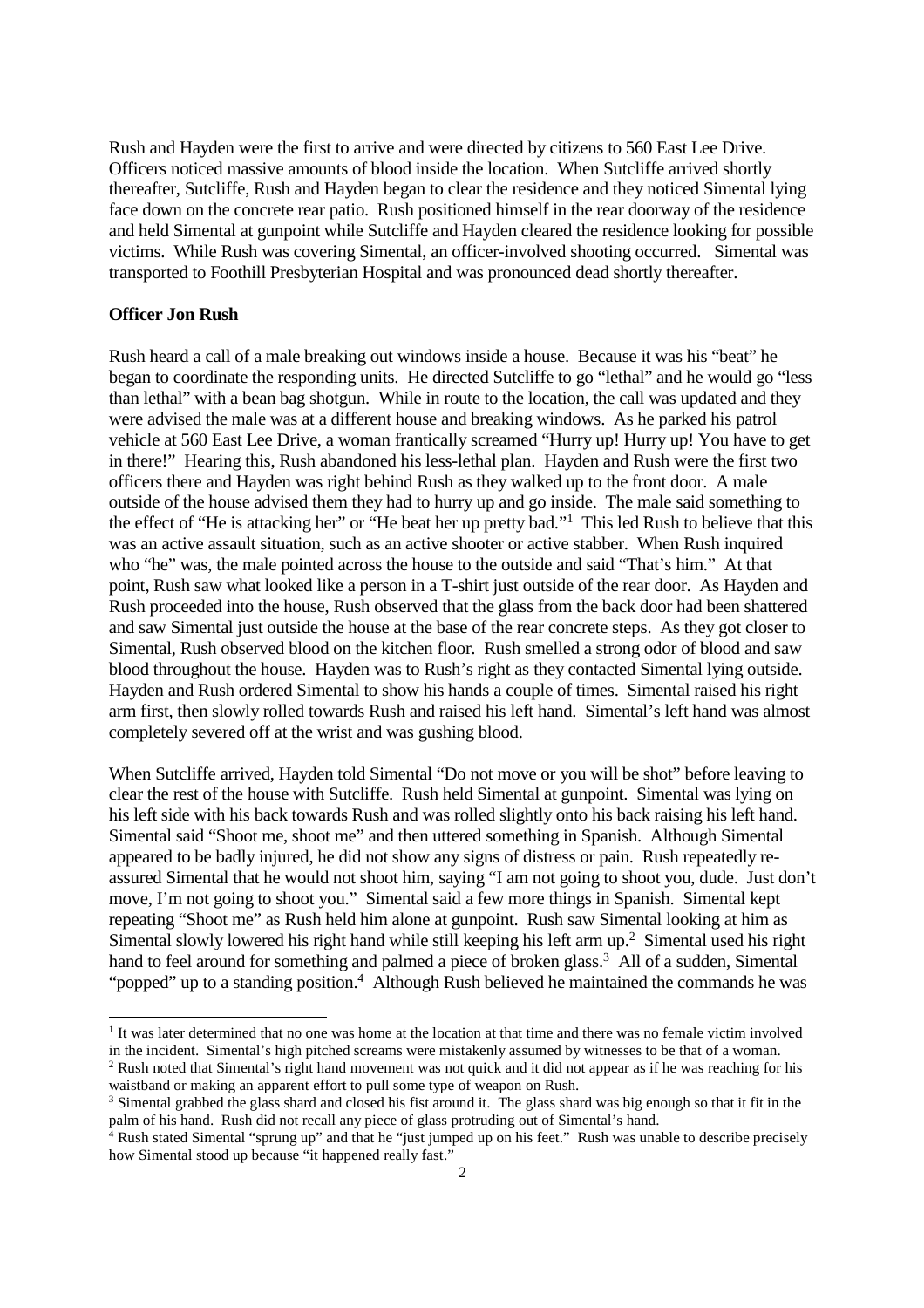Rush and Hayden were the first to arrive and were directed by citizens to 560 East Lee Drive. Officers noticed massive amounts of blood inside the location. When Sutcliffe arrived shortly thereafter, Sutcliffe, Rush and Hayden began to clear the residence and they noticed Simental lying face down on the concrete rear patio. Rush positioned himself in the rear doorway of the residence and held Simental at gunpoint while Sutcliffe and Hayden cleared the residence looking for possible victims. While Rush was covering Simental, an officer-involved shooting occurred. Simental was transported to Foothill Presbyterian Hospital and was pronounced dead shortly thereafter.

**Officer Jon Rush**

Rush heard a call of a male breaking out windows inside a house. Because it was his "beat" he began to coordinate the responding units. He directed Sutcliffe to go "lethal" and he would go "less than lethal" with a bean bag shotgun. While in route to the location, the call was updated and they were advised the male was at a different house and breaking windows. As he parked his patrol vehicle at 560 East Lee Drive, a woman frantically screamed "Hurry up! Hurry up! You have to get in there!" Hearing this, Rush abandoned his less-lethal plan. Hayden and Rush were the first two officers there and Hayden was right behind Rush as they walked up to the front door. A male outside of the house advised them they had to hurry up and go inside. The male said something to the effect of "He is attacking her" or "He beat her up pretty bad."[1] This led Rush to believe that this was an active assault situation, such as an active shooter or active stabber. When Rush inquired who "he" was, the male pointed across the house to the outside and said "That's him." At that point, Rush saw what looked like a person in a T-shirt just outside of the rear door. As Hayden and Rush proceeded into the house, Rush observed that the glass from the back door had been shattered and saw Simental just outside the house at the base of the rear concrete steps. As they got closer to Simental, Rush observed blood on the kitchen floor. Rush smelled a strong odor of blood and saw blood throughout the house. Hayden was to Rush's right as they contacted Simental lying outside. Hayden and Rush ordered Simental to show his hands a couple of times. Simental raised his right arm first, then slowly rolled towards Rush and raised his left hand. Simental's left hand was almost completely severed off at the wrist and was gushing blood.

When Sutcliffe arrived, Hayden told Simental "Do not move or you will be shot" before leaving to clear the rest of the house with Sutcliffe. Rush held Simental at gunpoint. Simental was lying on his left side with his back towards Rush and was rolled slightly onto his back raising his left hand. Simental said "Shoot me, shoot me" and then uttered something in Spanish. Although Simental appeared to be badly injured, he did not show any signs of distress or pain. Rush repeatedly re-assured Simental that he would not shoot him, saying "I am not going to shoot you, dude. Just don't move, I'm not going to shoot you." Simental said a few more things in Spanish. Simental kept repeating "Shoot me" as Rush held him alone at gunpoint. Rush saw Simental looking at him as Simental slowly lowered his right hand while still keeping his left arm up.[2] Simental used his right hand to feel around for something and palmed a piece of broken glass.[3] All of a sudden, Simental "popped" up to a standing position.[4] Although Rush believed he maintained the commands he was

[1] It was later determined that no one was home at the location at that time and there was no female victim involved in the incident. Simental's high pitched screams were mistakenly assumed by witnesses to be that of a woman.

[2] Rush noted that Simental's right hand movement was not quick and it did not appear as if he was reaching for his waistband or making an apparent effort to pull some type of weapon on Rush.

[3] Simental grabbed the glass shard and closed his fist around it. The glass shard was big enough so that it fit in the palm of his hand. Rush did not recall any piece of glass protruding out of Simental's hand.

[4] Rush stated Simental "sprung up" and that he "just jumped up on his feet." Rush was unable to describe precisely how Simental stood up because "it happened really fast."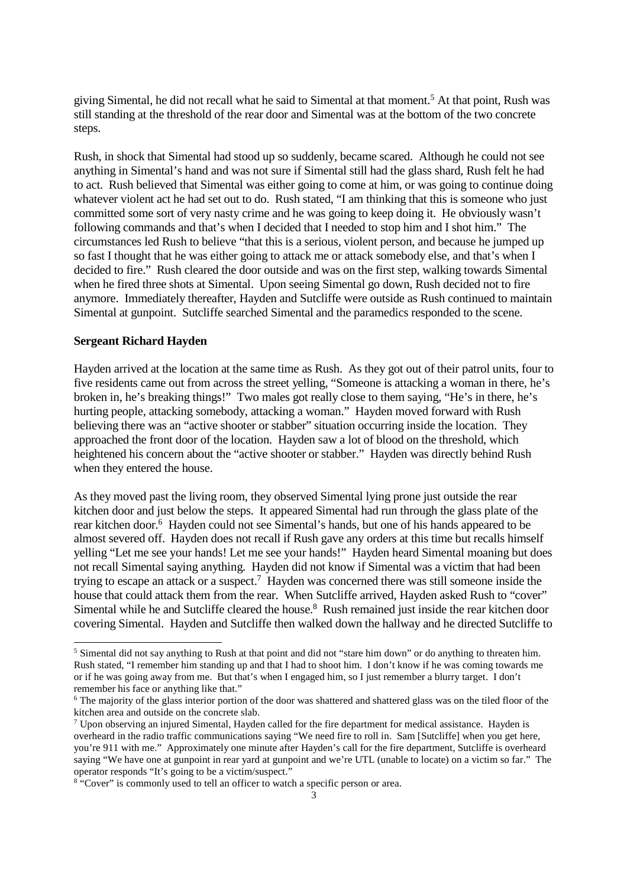giving Simental, he did not recall what he said to Simental at that moment.[5] At that point, Rush was still standing at the threshold of the rear door and Simental was at the bottom of the two concrete steps.

Rush, in shock that Simental had stood up so suddenly, became scared. Although he could not see anything in Simental's hand and was not sure if Simental still had the glass shard, Rush felt he had to act. Rush believed that Simental was either going to come at him, or was going to continue doing whatever violent act he had set out to do. Rush stated, "I am thinking that this is someone who just committed some sort of very nasty crime and he was going to keep doing it. He obviously wasn't following commands and that's when I decided that I needed to stop him and I shot him." The circumstances led Rush to believe "that this is a serious, violent person, and because he jumped up so fast I thought that he was either going to attack me or attack somebody else, and that's when I decided to fire." Rush cleared the door outside and was on the first step, walking towards Simental when he fired three shots at Simental. Upon seeing Simental go down, Rush decided not to fire anymore. Immediately thereafter, Hayden and Sutcliffe were outside as Rush continued to maintain Simental at gunpoint. Sutcliffe searched Simental and the paramedics responded to the scene.

**Sergeant Richard Hayden**

Hayden arrived at the location at the same time as Rush. As they got out of their patrol units, four to five residents came out from across the street yelling, "Someone is attacking a woman in there, he's broken in, he's breaking things!" Two males got really close to them saying, "He's in there, he's hurting people, attacking somebody, attacking a woman." Hayden moved forward with Rush believing there was an "active shooter or stabber" situation occurring inside the location. They approached the front door of the location. Hayden saw a lot of blood on the threshold, which heightened his concern about the "active shooter or stabber." Hayden was directly behind Rush when they entered the house.

As they moved past the living room, they observed Simental lying prone just outside the rear kitchen door and just below the steps. It appeared Simental had run through the glass plate of the rear kitchen door.[6] Hayden could not see Simental's hands, but one of his hands appeared to be almost severed off. Hayden does not recall if Rush gave any orders at this time but recalls himself yelling "Let me see your hands! Let me see your hands!" Hayden heard Simental moaning but does not recall Simental saying anything. Hayden did not know if Simental was a victim that had been trying to escape an attack or a suspect.[7] Hayden was concerned there was still someone inside the house that could attack them from the rear. When Sutcliffe arrived, Hayden asked Rush to "cover" Simental while he and Sutcliffe cleared the house.[8] Rush remained just inside the rear kitchen door covering Simental. Hayden and Sutcliffe then walked down the hallway and he directed Sutcliffe to

---

[5] Simental did not say anything to Rush at that point and did not "stare him down" or do anything to threaten him. Rush stated, "I remember him standing up and that I had to shoot him. I don't know if he was coming towards me or if he was going away from me. But that's when I engaged him, so I just remember a blurry target. I don't remember his face or anything like that."

[6] The majority of the glass interior portion of the door was shattered and shattered glass was on the tiled floor of the kitchen area and outside on the concrete slab.

[7] Upon observing an injured Simental, Hayden called for the fire department for medical assistance. Hayden is overheard in the radio traffic communications saying "We need fire to roll in. Sam [Sutcliffe] when you get here, you're 911 with me." Approximately one minute after Hayden's call for the fire department, Sutcliffe is overheard saying "We have one at gunpoint in rear yard at gunpoint and we're UTL (unable to locate) on a victim so far." The operator responds "It's going to be a victim/suspect."

[8] "Cover" is commonly used to tell an officer to watch a specific person or area.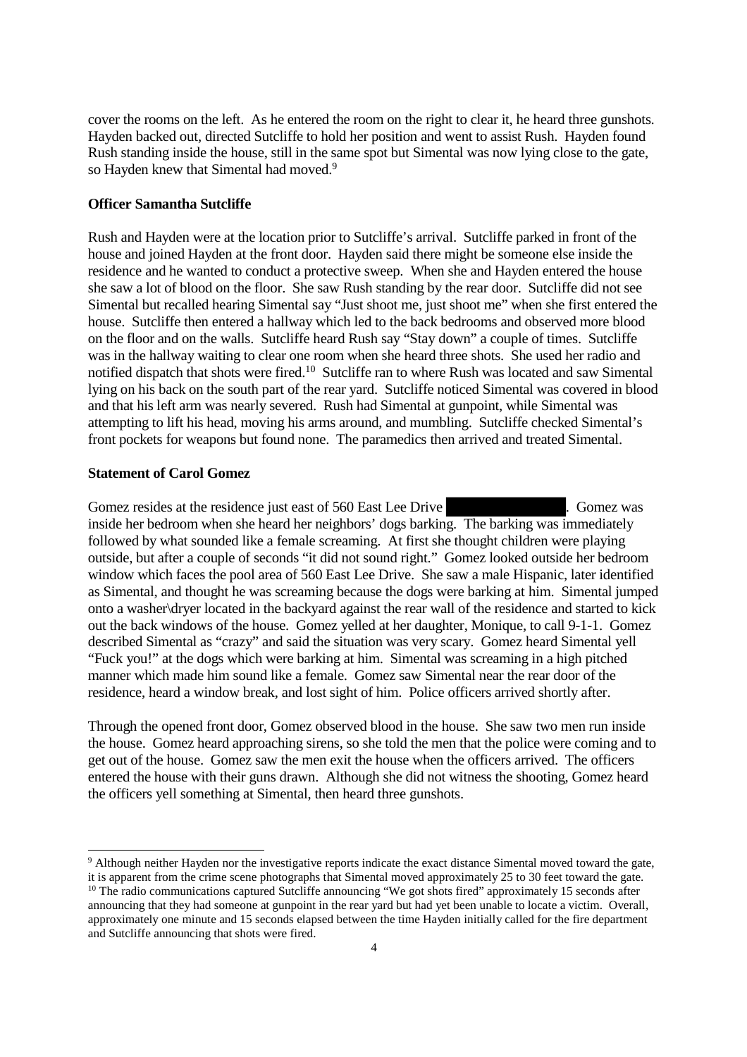cover the rooms on the left. As he entered the room on the right to clear it, he heard three gunshots. Hayden backed out, directed Sutcliffe to hold her position and went to assist Rush. Hayden found Rush standing inside the house, still in the same spot but Simental was now lying close to the gate, so Hayden knew that Simental had moved.[9]

**Officer Samantha Sutcliffe**

Rush and Hayden were at the location prior to Sutcliffe's arrival. Sutcliffe parked in front of the house and joined Hayden at the front door. Hayden said there might be someone else inside the residence and he wanted to conduct a protective sweep. When she and Hayden entered the house she saw a lot of blood on the floor. She saw Rush standing by the rear door. Sutcliffe did not see Simental but recalled hearing Simental say "Just shoot me, just shoot me" when she first entered the house. Sutcliffe then entered a hallway which led to the back bedrooms and observed more blood on the floor and on the walls. Sutcliffe heard Rush say "Stay down" a couple of times. Sutcliffe was in the hallway waiting to clear one room when she heard three shots. She used her radio and notified dispatch that shots were fired.[10] Sutcliffe ran to where Rush was located and saw Simental lying on his back on the south part of the rear yard. Sutcliffe noticed Simental was covered in blood and that his left arm was nearly severed. Rush had Simental at gunpoint, while Simental was attempting to lift his head, moving his arms around, and mumbling. Sutcliffe checked Simental's front pockets for weapons but found none. The paramedics then arrived and treated Simental.

**Statement of Carol Gomez**

Gomez resides at the residence just east of 560 East Lee Drive [REDACTED]. Gomez was inside her bedroom when she heard her neighbors' dogs barking. The barking was immediately followed by what sounded like a female screaming. At first she thought children were playing outside, but after a couple of seconds "it did not sound right." Gomez looked outside her bedroom window which faces the pool area of 560 East Lee Drive. She saw a male Hispanic, later identified as Simental, and thought he was screaming because the dogs were barking at him. Simental jumped onto a washer\dryer located in the backyard against the rear wall of the residence and started to kick out the back windows of the house. Gomez yelled at her daughter, Monique, to call 9-1-1. Gomez described Simental as "crazy" and said the situation was very scary. Gomez heard Simental yell "Fuck you!" at the dogs which were barking at him. Simental was screaming in a high pitched manner which made him sound like a female. Gomez saw Simental near the rear door of the residence, heard a window break, and lost sight of him. Police officers arrived shortly after.

Through the opened front door, Gomez observed blood in the house. She saw two men run inside the house. Gomez heard approaching sirens, so she told the men that the police were coming and to get out of the house. Gomez saw the men exit the house when the officers arrived. The officers entered the house with their guns drawn. Although she did not witness the shooting, Gomez heard the officers yell something at Simental, then heard three gunshots.

---

[9] Although neither Hayden nor the investigative reports indicate the exact distance Simental moved toward the gate, it is apparent from the crime scene photographs that Simental moved approximately 25 to 30 feet toward the gate.

[10] The radio communications captured Sutcliffe announcing "We got shots fired" approximately 15 seconds after announcing that they had someone at gunpoint in the rear yard but had yet been unable to locate a victim. Overall, approximately one minute and 15 seconds elapsed between the time Hayden initially called for the fire department and Sutcliffe announcing that shots were fired.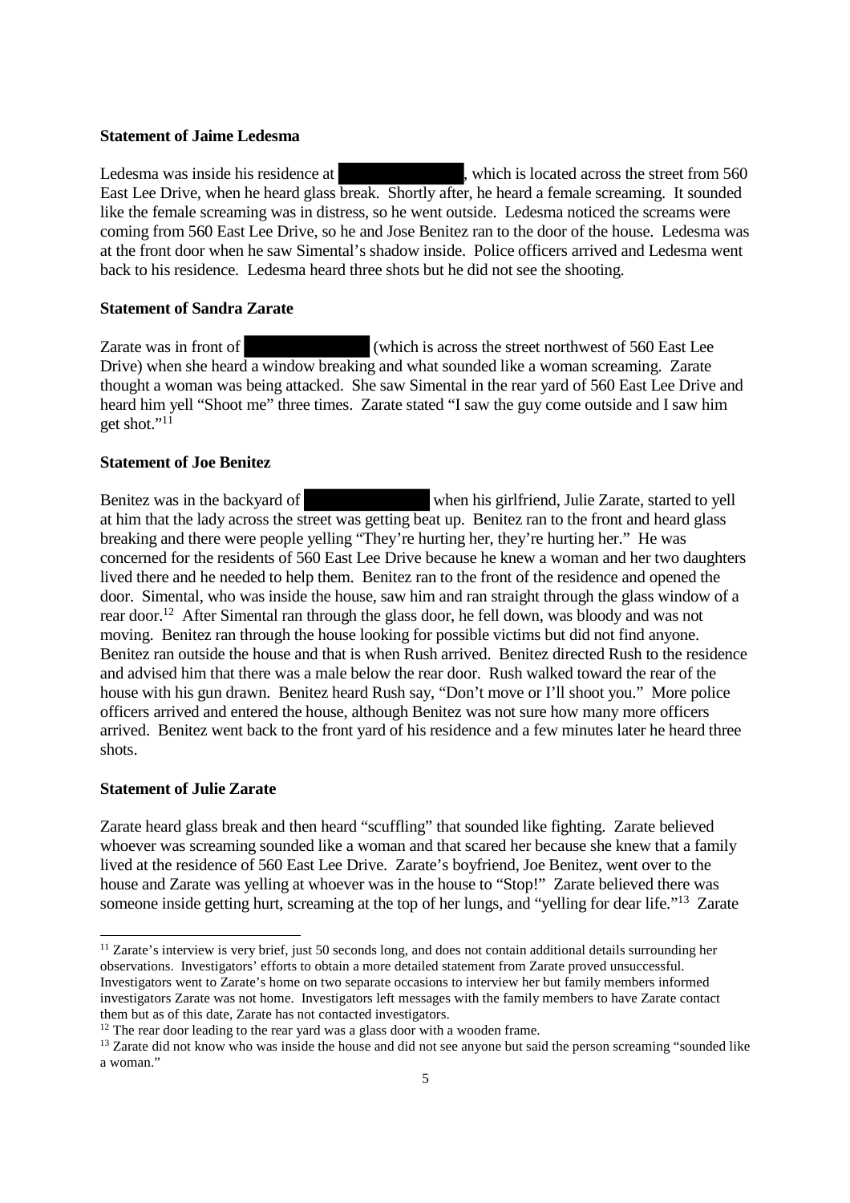**Statement of Jaime Ledesma**

Ledesma was inside his residence at ████████████, which is located across the street from 560 East Lee Drive, when he heard glass break. Shortly after, he heard a female screaming. It sounded like the female screaming was in distress, so he went outside. Ledesma noticed the screams were coming from 560 East Lee Drive, so he and Jose Benitez ran to the door of the house. Ledesma was at the front door when he saw Simental's shadow inside. Police officers arrived and Ledesma went back to his residence. Ledesma heard three shots but he did not see the shooting.

**Statement of Sandra Zarate**

Zarate was in front of ████████████ (which is across the street northwest of 560 East Lee Drive) when she heard a window breaking and what sounded like a woman screaming. Zarate thought a woman was being attacked. She saw Simental in the rear yard of 560 East Lee Drive and heard him yell "Shoot me" three times. Zarate stated "I saw the guy come outside and I saw him get shot."[11]

**Statement of Joe Benitez**

Benitez was in the backyard of ████████████ when his girlfriend, Julie Zarate, started to yell at him that the lady across the street was getting beat up. Benitez ran to the front and heard glass breaking and there were people yelling "They're hurting her, they're hurting her." He was concerned for the residents of 560 East Lee Drive because he knew a woman and her two daughters lived there and he needed to help them. Benitez ran to the front of the residence and opened the door. Simental, who was inside the house, saw him and ran straight through the glass window of a rear door.[12] After Simental ran through the glass door, he fell down, was bloody and was not moving. Benitez ran through the house looking for possible victims but did not find anyone. Benitez ran outside the house and that is when Rush arrived. Benitez directed Rush to the residence and advised him that there was a male below the rear door. Rush walked toward the rear of the house with his gun drawn. Benitez heard Rush say, "Don't move or I'll shoot you." More police officers arrived and entered the house, although Benitez was not sure how many more officers arrived. Benitez went back to the front yard of his residence and a few minutes later he heard three shots.

**Statement of Julie Zarate**

Zarate heard glass break and then heard "scuffling" that sounded like fighting. Zarate believed whoever was screaming sounded like a woman and that scared her because she knew that a family lived at the residence of 560 East Lee Drive. Zarate's boyfriend, Joe Benitez, went over to the house and Zarate was yelling at whoever was in the house to "Stop!" Zarate believed there was someone inside getting hurt, screaming at the top of her lungs, and "yelling for dear life."[13] Zarate

---

[11] Zarate's interview is very brief, just 50 seconds long, and does not contain additional details surrounding her observations. Investigators' efforts to obtain a more detailed statement from Zarate proved unsuccessful. Investigators went to Zarate's home on two separate occasions to interview her but family members informed investigators Zarate was not home. Investigators left messages with the family members to have Zarate contact them but as of this date, Zarate has not contacted investigators.

[12] The rear door leading to the rear yard was a glass door with a wooden frame.

[13] Zarate did not know who was inside the house and did not see anyone but said the person screaming "sounded like a woman."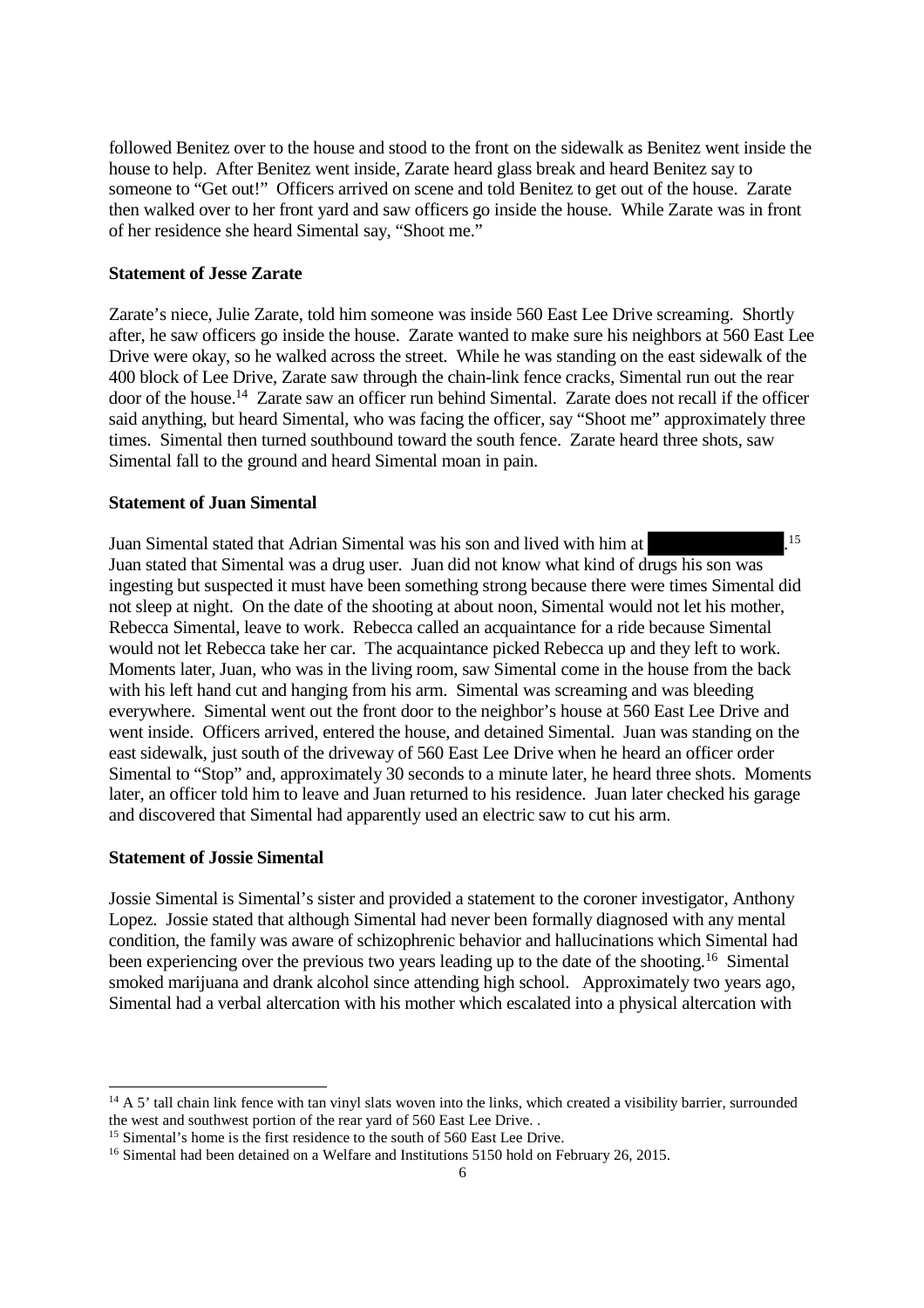followed Benitez over to the house and stood to the front on the sidewalk as Benitez went inside the house to help. After Benitez went inside, Zarate heard glass break and heard Benitez say to someone to "Get out!" Officers arrived on scene and told Benitez to get out of the house. Zarate then walked over to her front yard and saw officers go inside the house. While Zarate was in front of her residence she heard Simental say, "Shoot me."

**Statement of Jesse Zarate**

Zarate's niece, Julie Zarate, told him someone was inside 560 East Lee Drive screaming. Shortly after, he saw officers go inside the house. Zarate wanted to make sure his neighbors at 560 East Lee Drive were okay, so he walked across the street. While he was standing on the east sidewalk of the 400 block of Lee Drive, Zarate saw through the chain-link fence cracks, Simental run out the rear door of the house.[14] Zarate saw an officer run behind Simental. Zarate does not recall if the officer said anything, but heard Simental, who was facing the officer, say "Shoot me" approximately three times. Simental then turned southbound toward the south fence. Zarate heard three shots, saw Simental fall to the ground and heard Simental moan in pain.

**Statement of Juan Simental**

Juan Simental stated that Adrian Simental was his son and lived with him at ██████████.[15] Juan stated that Simental was a drug user. Juan did not know what kind of drugs his son was ingesting but suspected it must have been something strong because there were times Simental did not sleep at night. On the date of the shooting at about noon, Simental would not let his mother, Rebecca Simental, leave to work. Rebecca called an acquaintance for a ride because Simental would not let Rebecca take her car. The acquaintance picked Rebecca up and they left to work. Moments later, Juan, who was in the living room, saw Simental come in the house from the back with his left hand cut and hanging from his arm. Simental was screaming and was bleeding everywhere. Simental went out the front door to the neighbor's house at 560 East Lee Drive and went inside. Officers arrived, entered the house, and detained Simental. Juan was standing on the east sidewalk, just south of the driveway of 560 East Lee Drive when he heard an officer order Simental to "Stop" and, approximately 30 seconds to a minute later, he heard three shots. Moments later, an officer told him to leave and Juan returned to his residence. Juan later checked his garage and discovered that Simental had apparently used an electric saw to cut his arm.

**Statement of Jossie Simental**

Jossie Simental is Simental's sister and provided a statement to the coroner investigator, Anthony Lopez. Jossie stated that although Simental had never been formally diagnosed with any mental condition, the family was aware of schizophrenic behavior and hallucinations which Simental had been experiencing over the previous two years leading up to the date of the shooting.[16] Simental smoked marijuana and drank alcohol since attending high school. Approximately two years ago, Simental had a verbal altercation with his mother which escalated into a physical altercation with

---

[14] A 5' tall chain link fence with tan vinyl slats woven into the links, which created a visibility barrier, surrounded the west and southwest portion of the rear yard of 560 East Lee Drive. .

[15] Simental's home is the first residence to the south of 560 East Lee Drive.

[16] Simental had been detained on a Welfare and Institutions 5150 hold on February 26, 2015.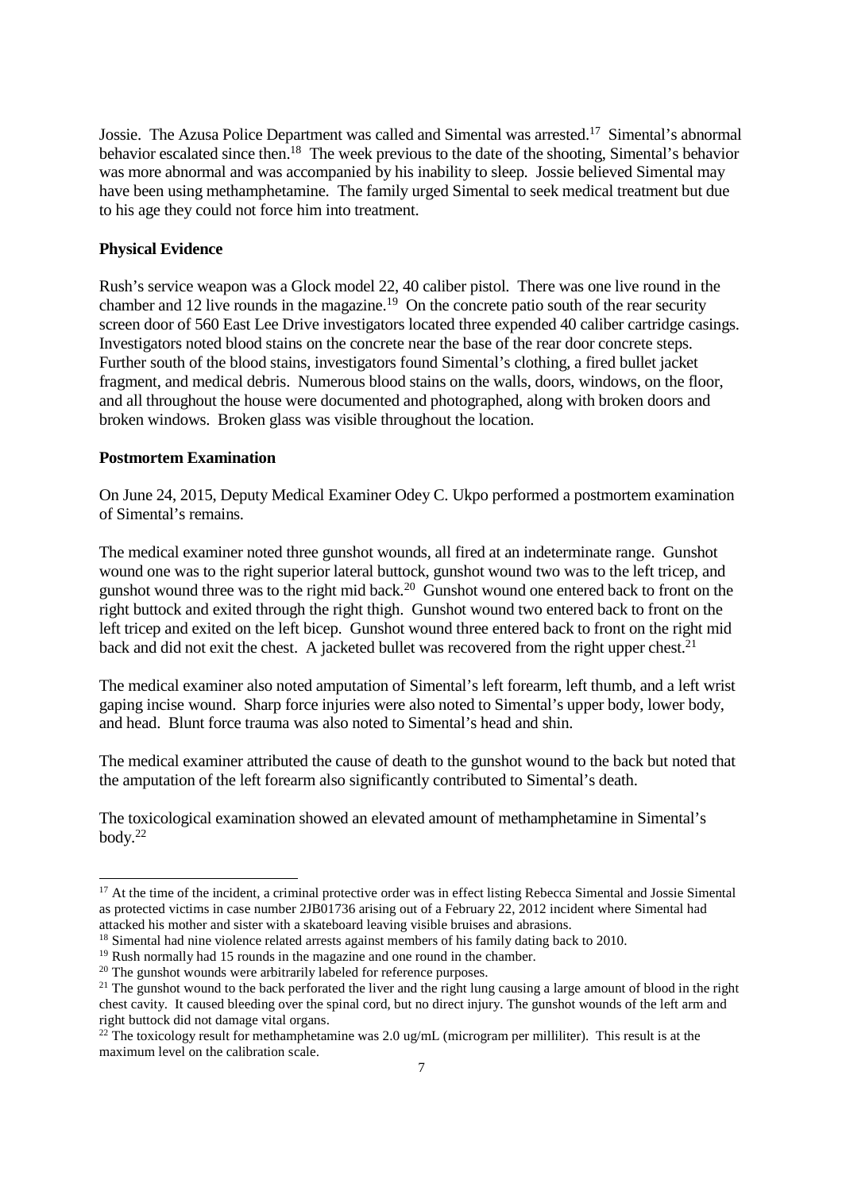Jossie. The Azusa Police Department was called and Simental was arrested.[17] Simental's abnormal behavior escalated since then.[18] The week previous to the date of the shooting, Simental's behavior was more abnormal and was accompanied by his inability to sleep. Jossie believed Simental may have been using methamphetamine. The family urged Simental to seek medical treatment but due to his age they could not force him into treatment.

**Physical Evidence**

Rush's service weapon was a Glock model 22, 40 caliber pistol. There was one live round in the chamber and 12 live rounds in the magazine.[19] On the concrete patio south of the rear security screen door of 560 East Lee Drive investigators located three expended 40 caliber cartridge casings. Investigators noted blood stains on the concrete near the base of the rear door concrete steps. Further south of the blood stains, investigators found Simental's clothing, a fired bullet jacket fragment, and medical debris. Numerous blood stains on the walls, doors, windows, on the floor, and all throughout the house were documented and photographed, along with broken doors and broken windows. Broken glass was visible throughout the location.

**Postmortem Examination**

On June 24, 2015, Deputy Medical Examiner Odey C. Ukpo performed a postmortem examination of Simental's remains.

The medical examiner noted three gunshot wounds, all fired at an indeterminate range. Gunshot wound one was to the right superior lateral buttock, gunshot wound two was to the left tricep, and gunshot wound three was to the right mid back.[20] Gunshot wound one entered back to front on the right buttock and exited through the right thigh. Gunshot wound two entered back to front on the left tricep and exited on the left bicep. Gunshot wound three entered back to front on the right mid back and did not exit the chest. A jacketed bullet was recovered from the right upper chest.[21]

The medical examiner also noted amputation of Simental's left forearm, left thumb, and a left wrist gaping incise wound. Sharp force injuries were also noted to Simental's upper body, lower body, and head. Blunt force trauma was also noted to Simental's head and shin.

The medical examiner attributed the cause of death to the gunshot wound to the back but noted that the amputation of the left forearm also significantly contributed to Simental's death.

The toxicological examination showed an elevated amount of methamphetamine in Simental's body.[22]

---

[17] At the time of the incident, a criminal protective order was in effect listing Rebecca Simental and Jossie Simental as protected victims in case number 2JB01736 arising out of a February 22, 2012 incident where Simental had attacked his mother and sister with a skateboard leaving visible bruises and abrasions.

[18] Simental had nine violence related arrests against members of his family dating back to 2010.

[19] Rush normally had 15 rounds in the magazine and one round in the chamber.

[20] The gunshot wounds were arbitrarily labeled for reference purposes.

[21] The gunshot wound to the back perforated the liver and the right lung causing a large amount of blood in the right chest cavity. It caused bleeding over the spinal cord, but no direct injury. The gunshot wounds of the left arm and right buttock did not damage vital organs.

[22] The toxicology result for methamphetamine was 2.0 ug/mL (microgram per milliliter). This result is at the maximum level on the calibration scale.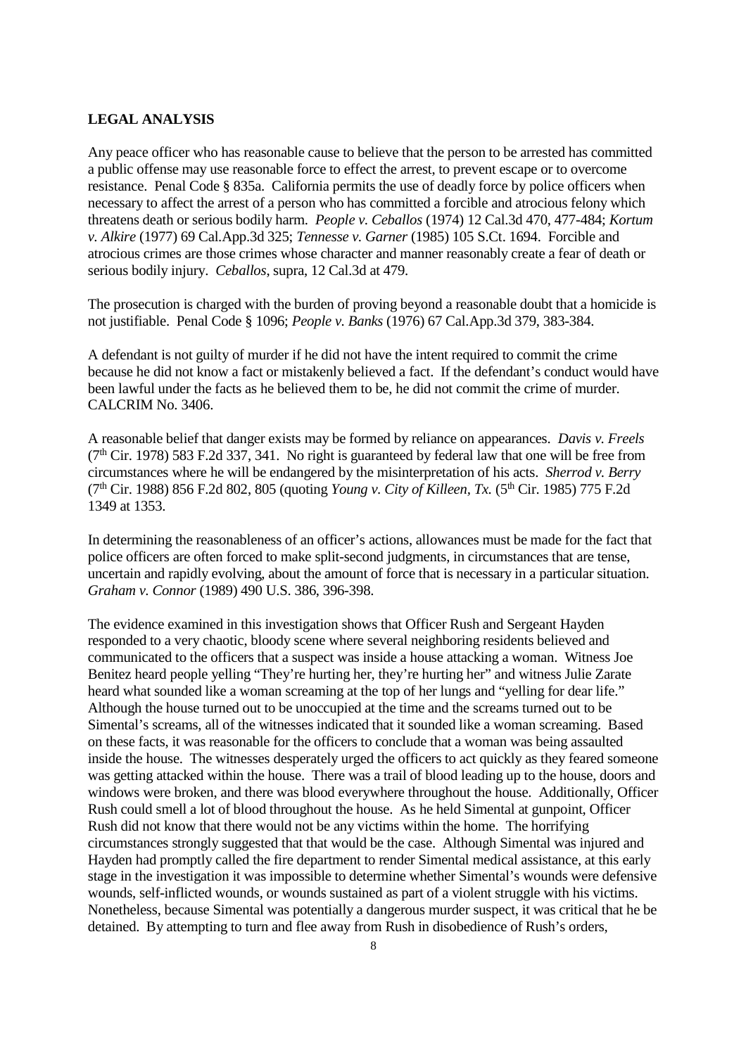**LEGAL ANALYSIS**

Any peace officer who has reasonable cause to believe that the person to be arrested has committed a public offense may use reasonable force to effect the arrest, to prevent escape or to overcome resistance. Penal Code § 835a. California permits the use of deadly force by police officers when necessary to affect the arrest of a person who has committed a forcible and atrocious felony which threatens death or serious bodily harm. *People v. Ceballos* (1974) 12 Cal.3d 470, 477-484; *Kortum v. Alkire* (1977) 69 Cal.App.3d 325; *Tennesse v. Garner* (1985) 105 S.Ct. 1694. Forcible and atrocious crimes are those crimes whose character and manner reasonably create a fear of death or serious bodily injury. *Ceballos*, supra, 12 Cal.3d at 479.

The prosecution is charged with the burden of proving beyond a reasonable doubt that a homicide is not justifiable. Penal Code § 1096; *People v. Banks* (1976) 67 Cal.App.3d 379, 383-384.

A defendant is not guilty of murder if he did not have the intent required to commit the crime because he did not know a fact or mistakenly believed a fact. If the defendant's conduct would have been lawful under the facts as he believed them to be, he did not commit the crime of murder. CALCRIM No. 3406.

A reasonable belief that danger exists may be formed by reliance on appearances. *Davis v. Freels* (7th Cir. 1978) 583 F.2d 337, 341. No right is guaranteed by federal law that one will be free from circumstances where he will be endangered by the misinterpretation of his acts. *Sherrod v. Berry* (7th Cir. 1988) 856 F.2d 802, 805 (quoting *Young v. City of Killeen, Tx.* (5th Cir. 1985) 775 F.2d 1349 at 1353.

In determining the reasonableness of an officer's actions, allowances must be made for the fact that police officers are often forced to make split-second judgments, in circumstances that are tense, uncertain and rapidly evolving, about the amount of force that is necessary in a particular situation. *Graham v. Connor* (1989) 490 U.S. 386, 396-398.

The evidence examined in this investigation shows that Officer Rush and Sergeant Hayden responded to a very chaotic, bloody scene where several neighboring residents believed and communicated to the officers that a suspect was inside a house attacking a woman. Witness Joe Benitez heard people yelling "They're hurting her, they're hurting her" and witness Julie Zarate heard what sounded like a woman screaming at the top of her lungs and "yelling for dear life." Although the house turned out to be unoccupied at the time and the screams turned out to be Simental's screams, all of the witnesses indicated that it sounded like a woman screaming. Based on these facts, it was reasonable for the officers to conclude that a woman was being assaulted inside the house. The witnesses desperately urged the officers to act quickly as they feared someone was getting attacked within the house. There was a trail of blood leading up to the house, doors and windows were broken, and there was blood everywhere throughout the house. Additionally, Officer Rush could smell a lot of blood throughout the house. As he held Simental at gunpoint, Officer Rush did not know that there would not be any victims within the home. The horrifying circumstances strongly suggested that that would be the case. Although Simental was injured and Hayden had promptly called the fire department to render Simental medical assistance, at this early stage in the investigation it was impossible to determine whether Simental's wounds were defensive wounds, self-inflicted wounds, or wounds sustained as part of a violent struggle with his victims. Nonetheless, because Simental was potentially a dangerous murder suspect, it was critical that he be detained. By attempting to turn and flee away from Rush in disobedience of Rush's orders,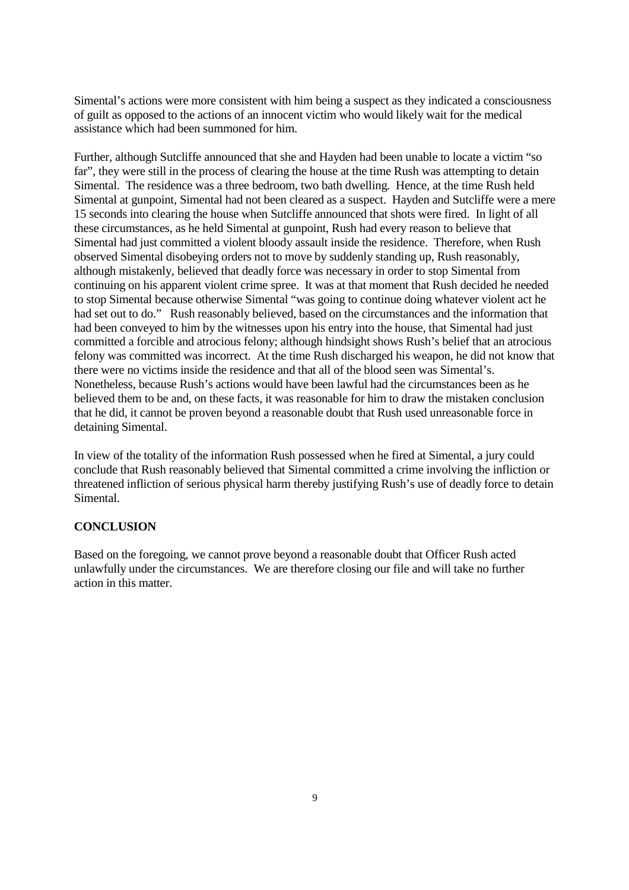Simental's actions were more consistent with him being a suspect as they indicated a consciousness of guilt as opposed to the actions of an innocent victim who would likely wait for the medical assistance which had been summoned for him.

Further, although Sutcliffe announced that she and Hayden had been unable to locate a victim "so far", they were still in the process of clearing the house at the time Rush was attempting to detain Simental. The residence was a three bedroom, two bath dwelling. Hence, at the time Rush held Simental at gunpoint, Simental had not been cleared as a suspect. Hayden and Sutcliffe were a mere 15 seconds into clearing the house when Sutcliffe announced that shots were fired. In light of all these circumstances, as he held Simental at gunpoint, Rush had every reason to believe that Simental had just committed a violent bloody assault inside the residence. Therefore, when Rush observed Simental disobeying orders not to move by suddenly standing up, Rush reasonably, although mistakenly, believed that deadly force was necessary in order to stop Simental from continuing on his apparent violent crime spree. It was at that moment that Rush decided he needed to stop Simental because otherwise Simental "was going to continue doing whatever violent act he had set out to do." Rush reasonably believed, based on the circumstances and the information that had been conveyed to him by the witnesses upon his entry into the house, that Simental had just committed a forcible and atrocious felony; although hindsight shows Rush's belief that an atrocious felony was committed was incorrect. At the time Rush discharged his weapon, he did not know that there were no victims inside the residence and that all of the blood seen was Simental's. Nonetheless, because Rush's actions would have been lawful had the circumstances been as he believed them to be and, on these facts, it was reasonable for him to draw the mistaken conclusion that he did, it cannot be proven beyond a reasonable doubt that Rush used unreasonable force in detaining Simental.

In view of the totality of the information Rush possessed when he fired at Simental, a jury could conclude that Rush reasonably believed that Simental committed a crime involving the infliction or threatened infliction of serious physical harm thereby justifying Rush's use of deadly force to detain Simental.

**CONCLUSION**

Based on the foregoing, we cannot prove beyond a reasonable doubt that Officer Rush acted unlawfully under the circumstances. We are therefore closing our file and will take no further action in this matter.